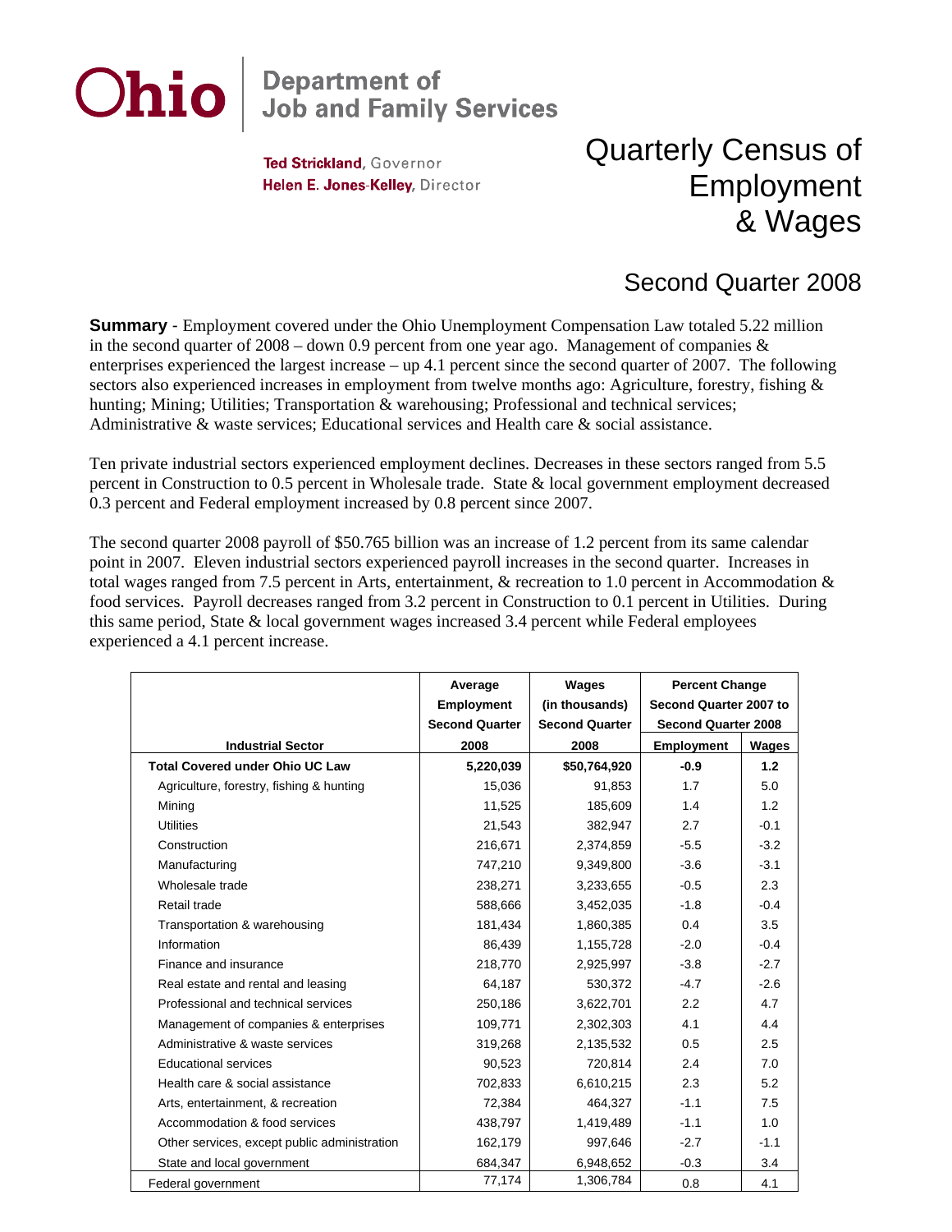# Ohio | Department of Job and Family Services

**Ted Strickland**, Governor
**Helen E. Jones-Kelley**, Director

# Quarterly Census of Employment & Wages

## Second Quarter 2008

**Summary** - Employment covered under the Ohio Unemployment Compensation Law totaled 5.22 million in the second quarter of 2008 – down 0.9 percent from one year ago. Management of companies & enterprises experienced the largest increase – up 4.1 percent since the second quarter of 2007. The following sectors also experienced increases in employment from twelve months ago: Agriculture, forestry, fishing & hunting; Mining; Utilities; Transportation & warehousing; Professional and technical services; Administrative & waste services; Educational services and Health care & social assistance.

Ten private industrial sectors experienced employment declines. Decreases in these sectors ranged from 5.5 percent in Construction to 0.5 percent in Wholesale trade. State & local government employment decreased 0.3 percent and Federal employment increased by 0.8 percent since 2007.

The second quarter 2008 payroll of $50.765 billion was an increase of 1.2 percent from its same calendar point in 2007. Eleven industrial sectors experienced payroll increases in the second quarter. Increases in total wages ranged from 7.5 percent in Arts, entertainment, & recreation to 1.0 percent in Accommodation & food services. Payroll decreases ranged from 3.2 percent in Construction to 0.1 percent in Utilities. During this same period, State & local government wages increased 3.4 percent while Federal employees experienced a 4.1 percent increase.

| Industrial Sector | Average Employment Second Quarter 2008 | Wages (in thousands) Second Quarter 2008 | Percent Change Second Quarter 2007 to Second Quarter 2008 | |
|---|---|---|---|---|
| | | | Employment | Wages |
| **Total Covered under Ohio UC Law** | **5,220,039** | **$50,764,920** | **-0.9** | **1.2** |
| Agriculture, forestry, fishing & hunting | 15,036 | 91,853 | 1.7 | 5.0 |
| Mining | 11,525 | 185,609 | 1.4 | 1.2 |
| Utilities | 21,543 | 382,947 | 2.7 | -0.1 |
| Construction | 216,671 | 2,374,859 | -5.5 | -3.2 |
| Manufacturing | 747,210 | 9,349,800 | -3.6 | -3.1 |
| Wholesale trade | 238,271 | 3,233,655 | -0.5 | 2.3 |
| Retail trade | 588,666 | 3,452,035 | -1.8 | -0.4 |
| Transportation & warehousing | 181,434 | 1,860,385 | 0.4 | 3.5 |
| Information | 86,439 | 1,155,728 | -2.0 | -0.4 |
| Finance and insurance | 218,770 | 2,925,997 | -3.8 | -2.7 |
| Real estate and rental and leasing | 64,187 | 530,372 | -4.7 | -2.6 |
| Professional and technical services | 250,186 | 3,622,701 | 2.2 | 4.7 |
| Management of companies & enterprises | 109,771 | 2,302,303 | 4.1 | 4.4 |
| Administrative & waste services | 319,268 | 2,135,532 | 0.5 | 2.5 |
| Educational services | 90,523 | 720,814 | 2.4 | 7.0 |
| Health care & social assistance | 702,833 | 6,610,215 | 2.3 | 5.2 |
| Arts, entertainment, & recreation | 72,384 | 464,327 | -1.1 | 7.5 |
| Accommodation & food services | 438,797 | 1,419,489 | -1.1 | 1.0 |
| Other services, except public administration | 162,179 | 997,646 | -2.7 | -1.1 |
| State and local government | 684,347 | 6,948,652 | -0.3 | 3.4 |
| Federal government | 77,174 | 1,306,784 | 0.8 | 4.1 |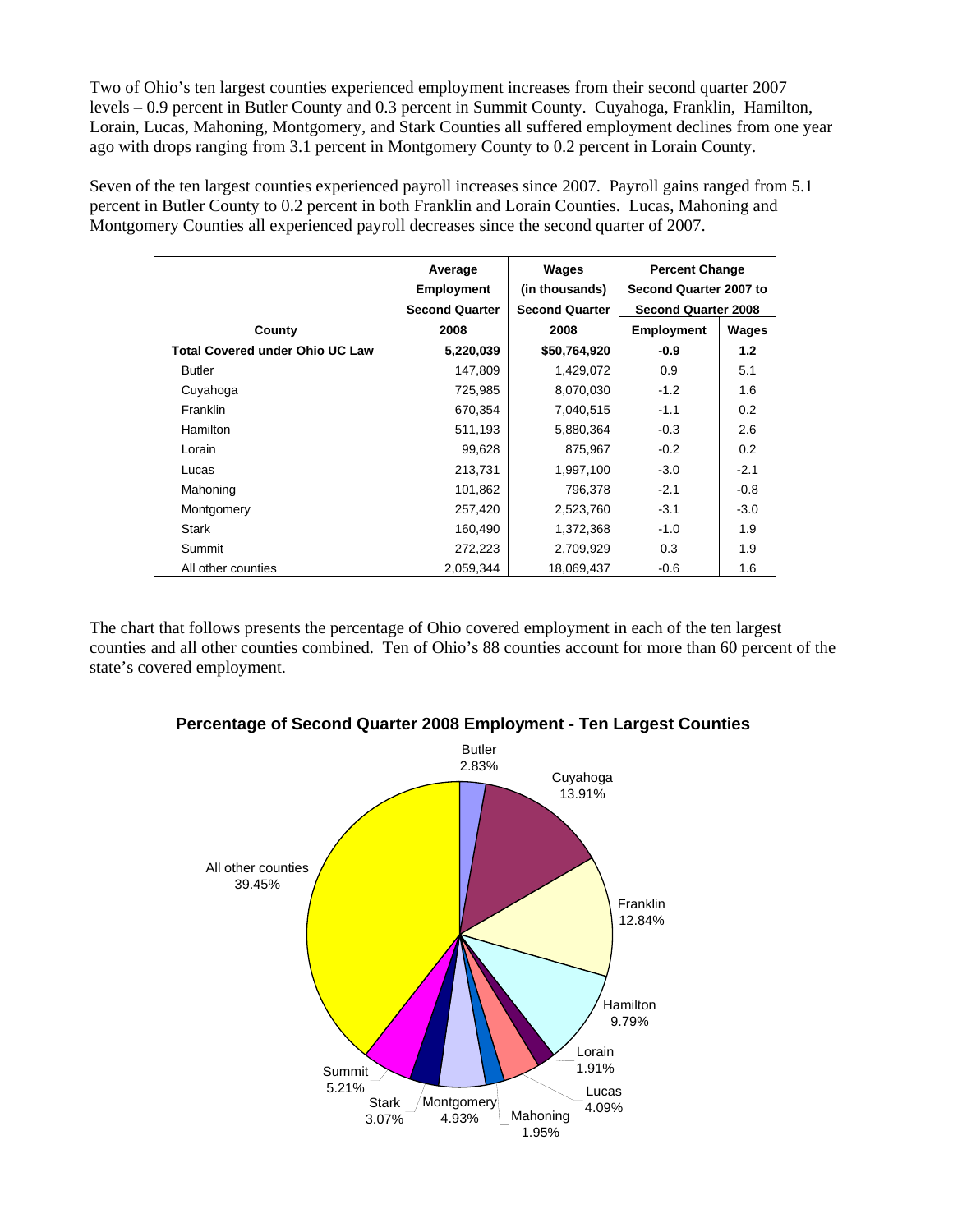Two of Ohio's ten largest counties experienced employment increases from their second quarter 2007 levels – 0.9 percent in Butler County and 0.3 percent in Summit County. Cuyahoga, Franklin, Hamilton, Lorain, Lucas, Mahoning, Montgomery, and Stark Counties all suffered employment declines from one year ago with drops ranging from 3.1 percent in Montgomery County to 0.2 percent in Lorain County.

Seven of the ten largest counties experienced payroll increases since 2007. Payroll gains ranged from 5.1 percent in Butler County to 0.2 percent in both Franklin and Lorain Counties. Lucas, Mahoning and Montgomery Counties all experienced payroll decreases since the second quarter of 2007.

| County | Average Employment Second Quarter 2008 | Wages (in thousands) Second Quarter 2008 | Percent Change Second Quarter 2007 to Second Quarter 2008 | |
|---|---|---|---|---|
| | | | Employment | Wages |
| **Total Covered under Ohio UC Law** | **5,220,039** | **$50,764,920** | **-0.9** | **1.2** |
| Butler | 147,809 | 1,429,072 | 0.9 | 5.1 |
| Cuyahoga | 725,985 | 8,070,030 | -1.2 | 1.6 |
| Franklin | 670,354 | 7,040,515 | -1.1 | 0.2 |
| Hamilton | 511,193 | 5,880,364 | -0.3 | 2.6 |
| Lorain | 99,628 | 875,967 | -0.2 | 0.2 |
| Lucas | 213,731 | 1,997,100 | -3.0 | -2.1 |
| Mahoning | 101,862 | 796,378 | -2.1 | -0.8 |
| Montgomery | 257,420 | 2,523,760 | -3.1 | -3.0 |
| Stark | 160,490 | 1,372,368 | -1.0 | 1.9 |
| Summit | 272,223 | 2,709,929 | 0.3 | 1.9 |
| All other counties | 2,059,344 | 18,069,437 | -0.6 | 1.6 |

The chart that follows presents the percentage of Ohio covered employment in each of the ten largest counties and all other counties combined. Ten of Ohio's 88 counties account for more than 60 percent of the state's covered employment.

**Percentage of Second Quarter 2008 Employment - Ten Largest Counties**

| County | Percentage |
|---|---|
| Butler | 2.83% |
| Cuyahoga | 13.91% |
| Franklin | 12.84% |
| Hamilton | 9.79% |
| Lorain | 1.91% |
| Lucas | 4.09% |
| Mahoning | 1.95% |
| Montgomery | 4.93% |
| Stark | 3.07% |
| Summit | 5.21% |
| All other counties | 39.45% |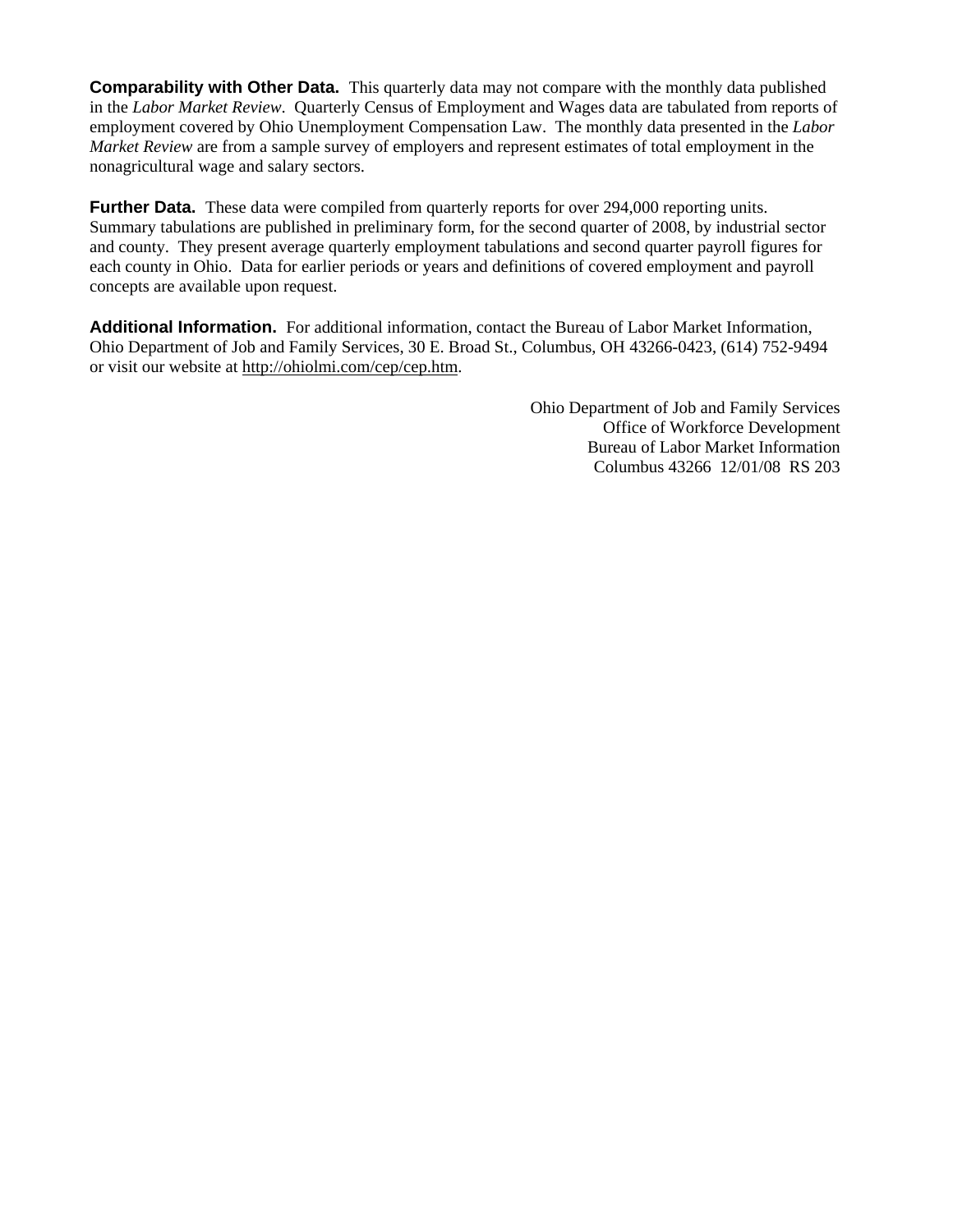**Comparability with Other Data.** This quarterly data may not compare with the monthly data published in the *Labor Market Review*. Quarterly Census of Employment and Wages data are tabulated from reports of employment covered by Ohio Unemployment Compensation Law. The monthly data presented in the *Labor Market Review* are from a sample survey of employers and represent estimates of total employment in the nonagricultural wage and salary sectors.

**Further Data.** These data were compiled from quarterly reports for over 294,000 reporting units. Summary tabulations are published in preliminary form, for the second quarter of 2008, by industrial sector and county. They present average quarterly employment tabulations and second quarter payroll figures for each county in Ohio. Data for earlier periods or years and definitions of covered employment and payroll concepts are available upon request.

**Additional Information.** For additional information, contact the Bureau of Labor Market Information, Ohio Department of Job and Family Services, 30 E. Broad St., Columbus, OH 43266-0423, (614) 752-9494 or visit our website at http://ohiolmi.com/cep/cep.htm.

Ohio Department of Job and Family Services
Office of Workforce Development
Bureau of Labor Market Information
Columbus 43266 12/01/08 RS 203